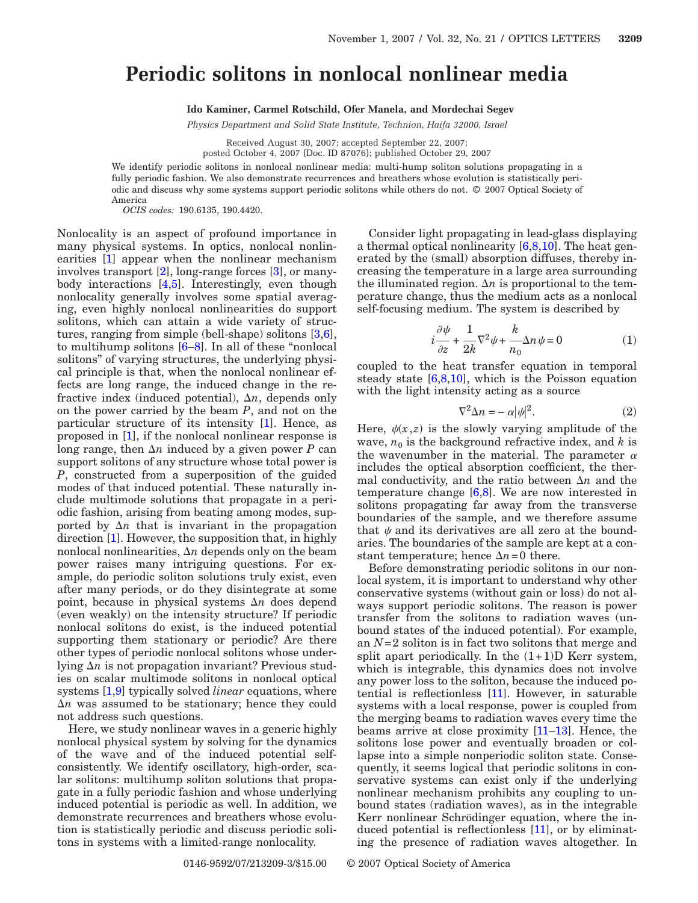# Periodic solitons in nonlocal nonlinear media

**Ido Kaminer, Carmel Rotschild, Ofer Manela, and Mordechai Segev**

*Physics Department and Solid State Institute, Technion, Haifa 32000, Israel*

Received August 30, 2007; accepted September 22, 2007;
posted October 4, 2007 (Doc. ID 87076); published October 29, 2007

We identify periodic solitons in nonlocal nonlinear media: multi-hump soliton solutions propagating in a fully periodic fashion. We also demonstrate recurrences and breathers whose evolution is statistically periodic and discuss why some systems support periodic solitons while others do not. © 2007 Optical Society of America

*OCIS codes:* 190.6135, 190.4420.

Nonlocality is an aspect of profound importance in many physical systems. In optics, nonlocal nonlinearities [1] appear when the nonlinear mechanism involves transport [2], long-range forces [3], or many-body interactions [4,5]. Interestingly, even though nonlocality generally involves some spatial averaging, even highly nonlocal nonlinearities do support solitons, which can attain a wide variety of structures, ranging from simple (bell-shape) solitons [3,6], to multihump solitons [6–8]. In all of these "nonlocal solitons" of varying structures, the underlying physical principle is that, when the nonlocal nonlinear effects are long range, the induced change in the refractive index (induced potential), $\Delta n$, depends only on the power carried by the beam $P$, and not on the particular structure of its intensity [1]. Hence, as proposed in [1], if the nonlocal nonlinear response is long range, then $\Delta n$ induced by a given power $P$ can support solitons of any structure whose total power is $P$, constructed from a superposition of the guided modes of that induced potential. These naturally include multimode solutions that propagate in a periodic fashion, arising from beating among modes, supported by $\Delta n$ that is invariant in the propagation direction [1]. However, the supposition that, in highly nonlocal nonlinearities, $\Delta n$ depends only on the beam power raises many intriguing questions. For example, do periodic soliton solutions truly exist, even after many periods, or do they disintegrate at some point, because in physical systems $\Delta n$ does depend (even weakly) on the intensity structure? If periodic nonlocal solitons do exist, is the induced potential supporting them stationary or periodic? Are there other types of periodic nonlocal solitons whose underlying $\Delta n$ is not propagation invariant? Previous studies on scalar multimode solitons in nonlocal optical systems [1,9] typically solved *linear* equations, where $\Delta n$ was assumed to be stationary; hence they could not address such questions.

Here, we study nonlinear waves in a generic highly nonlocal physical system by solving for the dynamics of the wave and of the induced potential self-consistently. We identify oscillatory, high-order, scalar solitons: multihump soliton solutions that propagate in a fully periodic fashion and whose underlying induced potential is periodic as well. In addition, we demonstrate recurrences and breathers whose evolution is statistically periodic and discuss periodic solitons in systems with a limited-range nonlocality.

Consider light propagating in lead-glass displaying a thermal optical nonlinearity [6,8,10]. The heat generated by the (small) absorption diffuses, thereby increasing the temperature in a large area surrounding the illuminated region. $\Delta n$ is proportional to the temperature change, thus the medium acts as a nonlocal self-focusing medium. The system is described by

$$i\frac{\partial \psi}{\partial z} + \frac{1}{2k}\nabla^2\psi + \frac{k}{n_0}\Delta n\,\psi = 0 \tag{1}$$

coupled to the heat transfer equation in temporal steady state [6,8,10], which is the Poisson equation with the light intensity acting as a source

$$\nabla^2 \Delta n = -\alpha|\psi|^2. \tag{2}$$

Here, $\psi(x,z)$ is the slowly varying amplitude of the wave, $n_0$ is the background refractive index, and $k$ is the wavenumber in the material. The parameter $\alpha$ includes the optical absorption coefficient, the thermal conductivity, and the ratio between $\Delta n$ and the temperature change [6,8]. We are now interested in solitons propagating far away from the transverse boundaries of the sample, and we therefore assume that $\psi$ and its derivatives are all zero at the boundaries. The boundaries of the sample are kept at a constant temperature; hence $\Delta n = 0$ there.

Before demonstrating periodic solitons in our nonlocal system, it is important to understand why other conservative systems (without gain or loss) do not always support periodic solitons. The reason is power transfer from the solitons to radiation waves (unbound states of the induced potential). For example, an $N=2$ soliton is in fact two solitons that merge and split apart periodically. In the (1+1)D Kerr system, which is integrable, this dynamics does not involve any power loss to the soliton, because the induced potential is reflectionless [11]. However, in saturable systems with a local response, power is coupled from the merging beams to radiation waves every time the beams arrive at close proximity [11–13]. Hence, the solitons lose power and eventually broaden or collapse into a simple nonperiodic soliton state. Consequently, it seems logical that periodic solitons in conservative systems can exist only if the underlying nonlinear mechanism prohibits any coupling to unbound states (radiation waves), as in the integrable Kerr nonlinear Schrödinger equation, where the induced potential is reflectionless [11], or by eliminating the presence of radiation waves altogether. In

0146-9592/07/213209-3/$15.00 © 2007 Optical Society of America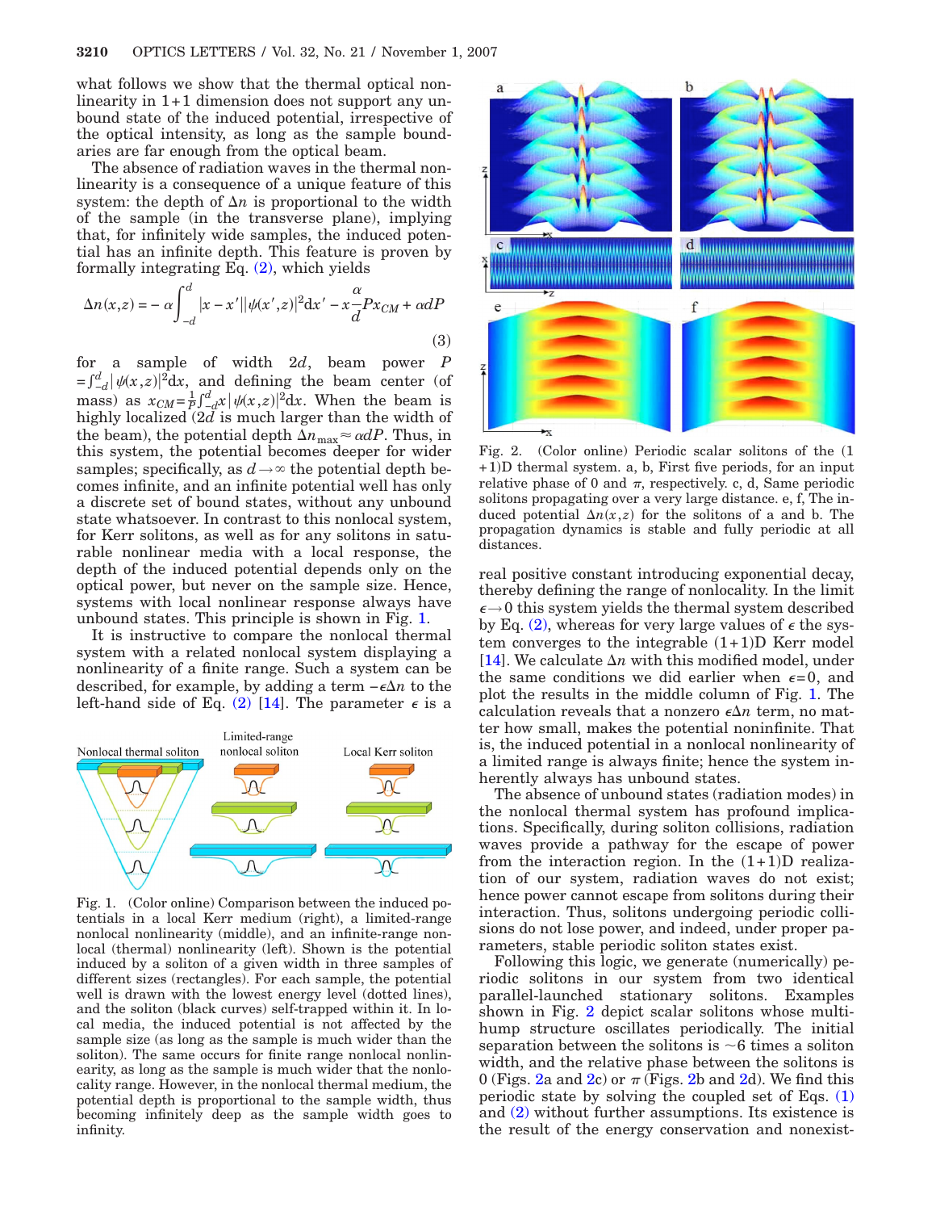what follows we show that the thermal optical nonlinearity in 1+1 dimension does not support any unbound state of the induced potential, irrespective of the optical intensity, as long as the sample boundaries are far enough from the optical beam.

The absence of radiation waves in the thermal nonlinearity is a consequence of a unique feature of this system: the depth of $\Delta n$ is proportional to the width of the sample (in the transverse plane), implying that, for infinitely wide samples, the induced potential has an infinite depth. This feature is proven by formally integrating Eq. (2), which yields

$$\Delta n(x,z) = -\alpha \int_{-d}^{d} |x-x'| |\psi(x',z)|^2 \mathrm{d}x' - x\frac{\alpha}{d} P x_{CM} + \alpha d P \tag{3}$$

for a sample of width $2d$, beam power $P = \int_{-d}^{d} |\psi(x,z)|^2 \mathrm{d}x$, and defining the beam center (of mass) as $x_{CM} = \frac{1}{P}\int_{-d}^{d} x|\psi(x,z)|^2 \mathrm{d}x$. When the beam is highly localized ($2d$ is much larger than the width of the beam), the potential depth $\Delta n_{\max} \approx \alpha d P$. Thus, in this system, the potential becomes deeper for wider samples; specifically, as $d \to \infty$ the potential depth becomes infinite, and an infinite potential well has only a discrete set of bound states, without any unbound state whatsoever. In contrast to this nonlocal system, for Kerr solitons, as well as for any solitons in saturable nonlinear media with a local response, the depth of the induced potential depends only on the optical power, but never on the sample size. Hence, systems with local nonlinear response always have unbound states. This principle is shown in Fig. 1.

It is instructive to compare the nonlocal thermal system with a related nonlocal system displaying a nonlinearity of a finite range. Such a system can be described, for example, by adding a term $-\epsilon \Delta n$ to the left-hand side of Eq. (2) [14]. The parameter $\epsilon$ is a real positive constant introducing exponential decay, thereby defining the range of nonlocality. In the limit $\epsilon \to 0$ this system yields the thermal system described by Eq. (2), whereas for very large values of $\epsilon$ the system converges to the integrable (1+1)D Kerr model [14]. We calculate $\Delta n$ with this modified model, under the same conditions we did earlier when $\epsilon = 0$, and plot the results in the middle column of Fig. 1. The calculation reveals that a nonzero $\epsilon \Delta n$ term, no matter how small, makes the potential noninfinite. That is, the induced potential in a nonlocal nonlinearity of a limited range is always finite; hence the system inherently always has unbound states.

Fig. 1. (Color online) Comparison between the induced potentials in a local Kerr medium (right), a limited-range nonlocal nonlinearity (middle), and an infinite-range nonlocal (thermal) nonlinearity (left). Shown is the potential induced by a soliton of a given width in three samples of different sizes (rectangles). For each sample, the potential well is drawn with the lowest energy level (dotted lines), and the soliton (black curves) self-trapped within it. In local media, the induced potential is not affected by the sample size (as long as the sample is much wider than the soliton). The same occurs for finite range nonlocal nonlinearity, as long as the sample is much wider that the nonlocality range. However, in the nonlocal thermal medium, the potential depth is proportional to the sample width, thus becoming infinitely deep as the sample width goes to infinity.

Fig. 2. (Color online) Periodic scalar solitons of the (1+1)D thermal system. a, b, First five periods, for an input relative phase of 0 and $\pi$, respectively. c, d, Same periodic solitons propagating over a very large distance. e, f, The induced potential $\Delta n(x,z)$ for the solitons of a and b. The propagation dynamics is stable and fully periodic at all distances.

The absence of unbound states (radiation modes) in the nonlocal thermal system has profound implications. Specifically, during soliton collisions, radiation waves provide a pathway for the escape of power from the interaction region. In the (1+1)D realization of our system, radiation waves do not exist; hence power cannot escape from solitons during their interaction. Thus, solitons undergoing periodic collisions do not lose power, and indeed, under proper parameters, stable periodic soliton states exist.

Following this logic, we generate (numerically) periodic solitons in our system from two identical parallel-launched stationary solitons. Examples shown in Fig. 2 depict scalar solitons whose multihump structure oscillates periodically. The initial separation between the solitons is ~6 times a soliton width, and the relative phase between the solitons is 0 (Figs. 2a and 2c) or $\pi$ (Figs. 2b and 2d). We find this periodic state by solving the coupled set of Eqs. (1) and (2) without further assumptions. Its existence is the result of the energy conservation and nonexist-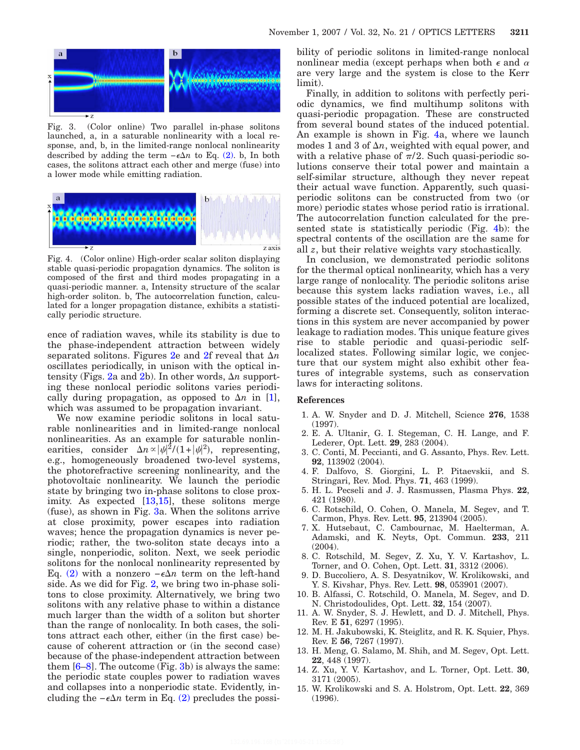Fig. 3. (Color online) Two parallel in-phase solitons launched, a, in a saturable nonlinearity with a local response, and, b, in the limited-range nonlocal nonlinearity described by adding the term $-\epsilon\Delta n$ to Eq. (2). b, In both cases, the solitons attract each other and merge (fuse) into a lower mode while emitting radiation.

Fig. 4. (Color online) High-order scalar soliton displaying stable quasi-periodic propagation dynamics. The soliton is composed of the first and third modes propagating in a quasi-periodic manner. a, Intensity structure of the scalar high-order soliton. b, The autocorrelation function, calculated for a longer propagation distance, exhibits a statistically periodic structure.

ence of radiation waves, while its stability is due to the phase-independent attraction between widely separated solitons. Figures 2e and 2f reveal that $\Delta n$ oscillates periodically, in unison with the optical intensity (Figs. 2a and 2b). In other words, $\Delta n$ supporting these nonlocal periodic solitons varies periodically during propagation, as opposed to $\Delta n$ in [1], which was assumed to be propagation invariant.

We now examine periodic solitons in local saturable nonlinearities and in limited-range nonlocal nonlinearities. As an example for saturable nonlinearities, consider $\Delta n \propto |\psi|^2/(1+|\psi|^2)$, representing, e.g., homogeneously broadened two-level systems, the photorefractive screening nonlinearity, and the photovoltaic nonlinearity. We launch the periodic state by bringing two in-phase solitons to close proximity. As expected [13,15], these solitons merge (fuse), as shown in Fig. 3a. When the solitons arrive at close proximity, power escapes into radiation waves; hence the propagation dynamics is never periodic; rather, the two-soliton state decays into a single, nonperiodic, soliton. Next, we seek periodic solitons for the nonlocal nonlinearity represented by Eq. (2) with a nonzero $-\epsilon\Delta n$ term on the left-hand side. As we did for Fig. 2, we bring two in-phase solitons to close proximity. Alternatively, we bring two solitons with any relative phase to within a distance much larger than the width of a soliton but shorter than the range of nonlocality. In both cases, the solitons attract each other, either (in the first case) because of coherent attraction or (in the second case) because of the phase-independent attraction between them [6–8]. The outcome (Fig. 3b) is always the same: the periodic state couples power to radiation waves and collapses into a nonperiodic state. Evidently, including the $-\epsilon\Delta n$ term in Eq. (2) precludes the possibility of periodic solitons in limited-range nonlocal nonlinear media (except perhaps when both $\epsilon$ and $\alpha$ are very large and the system is close to the Kerr limit).

Finally, in addition to solitons with perfectly periodic dynamics, we find multihump solitons with quasi-periodic propagation. These are constructed from several bound states of the induced potential. An example is shown in Fig. 4a, where we launch modes 1 and 3 of $\Delta n$, weighted with equal power, and with a relative phase of $\pi/2$. Such quasi-periodic solutions conserve their total power and maintain a self-similar structure, although they never repeat their actual wave function. Apparently, such quasi-periodic solitons can be constructed from two (or more) periodic states whose period ratio is irrational. The autocorrelation function calculated for the presented state is statistically periodic (Fig. 4b): the spectral contents of the oscillation are the same for all $z$, but their relative weights vary stochastically.

In conclusion, we demonstrated periodic solitons for the thermal optical nonlinearity, which has a very large range of nonlocality. The periodic solitons arise because this system lacks radiation waves, i.e., all possible states of the induced potential are localized, forming a discrete set. Consequently, soliton interactions in this system are never accompanied by power leakage to radiation modes. This unique feature gives rise to stable periodic and quasi-periodic self-localized states. Following similar logic, we conjecture that our system might also exhibit other features of integrable systems, such as conservation laws for interacting solitons.

## References

1. A. W. Snyder and D. J. Mitchell, Science **276**, 1538 (1997).
2. E. A. Ultanir, G. I. Stegeman, C. H. Lange, and F. Lederer, Opt. Lett. **29**, 283 (2004).
3. C. Conti, M. Peccianti, and G. Assanto, Phys. Rev. Lett. **92**, 113902 (2004).
4. F. Dalfovo, S. Giorgini, L. P. Pitaevskii, and S. Stringari, Rev. Mod. Phys. **71**, 463 (1999).
5. H. L. Pecseli and J. J. Rasmussen, Plasma Phys. **22**, 421 (1980).
6. C. Rotschild, O. Cohen, O. Manela, M. Segev, and T. Carmon, Phys. Rev. Lett. **95**, 213904 (2005).
7. X. Hutsebaut, C. Cambournac, M. Haelterman, A. Adamski, and K. Neyts, Opt. Commun. **233**, 211 (2004).
8. C. Rotschild, M. Segev, Z. Xu, Y. V. Kartashov, L. Torner, and O. Cohen, Opt. Lett. **31**, 3312 (2006).
9. D. Buccoliero, A. S. Desyatnikov, W. Krolikowski, and Y. S. Kivshar, Phys. Rev. Lett. **98**, 053901 (2007).
10. B. Alfassi, C. Rotschild, O. Manela, M. Segev, and D. N. Christodoulides, Opt. Lett. **32**, 154 (2007).
11. A. W. Snyder, S. J. Hewlett, and D. J. Mitchell, Phys. Rev. E **51**, 6297 (1995).
12. M. H. Jakubowski, K. Steiglitz, and R. K. Squier, Phys. Rev. E **56**, 7267 (1997).
13. H. Meng, G. Salamo, M. Shih, and M. Segev, Opt. Lett. **22**, 448 (1997).
14. Z. Xu, Y. V. Kartashov, and L. Torner, Opt. Lett. **30**, 3171 (2005).
15. W. Krolikowski and S. A. Holstrom, Opt. Lett. **22**, 369 (1996).